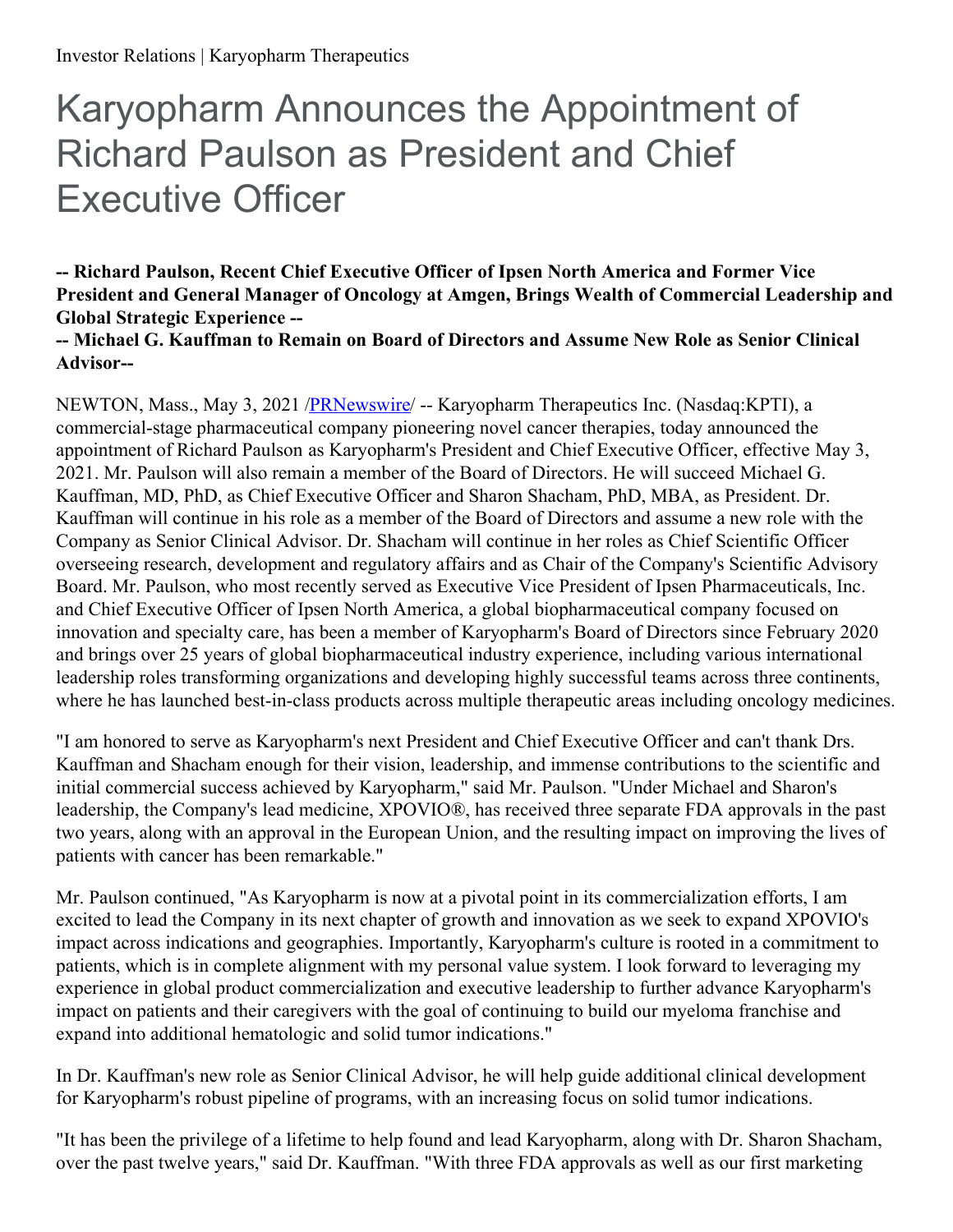Investor Relations | Karyopharm Therapeutics

# Karyopharm Announces the Appointment of Richard Paulson as President and Chief Executive Officer

**-- Richard Paulson, Recent Chief Executive Officer of Ipsen North America and Former Vice President and General Manager of Oncology at Amgen, Brings Wealth of Commercial Leadership and Global Strategic Experience --**

**-- Michael G. Kauffman to Remain on Board of Directors and Assume New Role as Senior Clinical Advisor--**

NEWTON, Mass., May 3, 2021 /PRNewswire/ -- Karyopharm Therapeutics Inc. (Nasdaq:KPTI), a commercial-stage pharmaceutical company pioneering novel cancer therapies, today announced the appointment of Richard Paulson as Karyopharm's President and Chief Executive Officer, effective May 3, 2021. Mr. Paulson will also remain a member of the Board of Directors. He will succeed Michael G. Kauffman, MD, PhD, as Chief Executive Officer and Sharon Shacham, PhD, MBA, as President. Dr. Kauffman will continue in his role as a member of the Board of Directors and assume a new role with the Company as Senior Clinical Advisor. Dr. Shacham will continue in her roles as Chief Scientific Officer overseeing research, development and regulatory affairs and as Chair of the Company's Scientific Advisory Board. Mr. Paulson, who most recently served as Executive Vice President of Ipsen Pharmaceuticals, Inc. and Chief Executive Officer of Ipsen North America, a global biopharmaceutical company focused on innovation and specialty care, has been a member of Karyopharm's Board of Directors since February 2020 and brings over 25 years of global biopharmaceutical industry experience, including various international leadership roles transforming organizations and developing highly successful teams across three continents, where he has launched best-in-class products across multiple therapeutic areas including oncology medicines.

"I am honored to serve as Karyopharm's next President and Chief Executive Officer and can't thank Drs. Kauffman and Shacham enough for their vision, leadership, and immense contributions to the scientific and initial commercial success achieved by Karyopharm," said Mr. Paulson. "Under Michael and Sharon's leadership, the Company's lead medicine, XPOVIO®, has received three separate FDA approvals in the past two years, along with an approval in the European Union, and the resulting impact on improving the lives of patients with cancer has been remarkable."

Mr. Paulson continued, "As Karyopharm is now at a pivotal point in its commercialization efforts, I am excited to lead the Company in its next chapter of growth and innovation as we seek to expand XPOVIO's impact across indications and geographies. Importantly, Karyopharm's culture is rooted in a commitment to patients, which is in complete alignment with my personal value system. I look forward to leveraging my experience in global product commercialization and executive leadership to further advance Karyopharm's impact on patients and their caregivers with the goal of continuing to build our myeloma franchise and expand into additional hematologic and solid tumor indications."

In Dr. Kauffman's new role as Senior Clinical Advisor, he will help guide additional clinical development for Karyopharm's robust pipeline of programs, with an increasing focus on solid tumor indications.

"It has been the privilege of a lifetime to help found and lead Karyopharm, along with Dr. Sharon Shacham, over the past twelve years," said Dr. Kauffman. "With three FDA approvals as well as our first marketing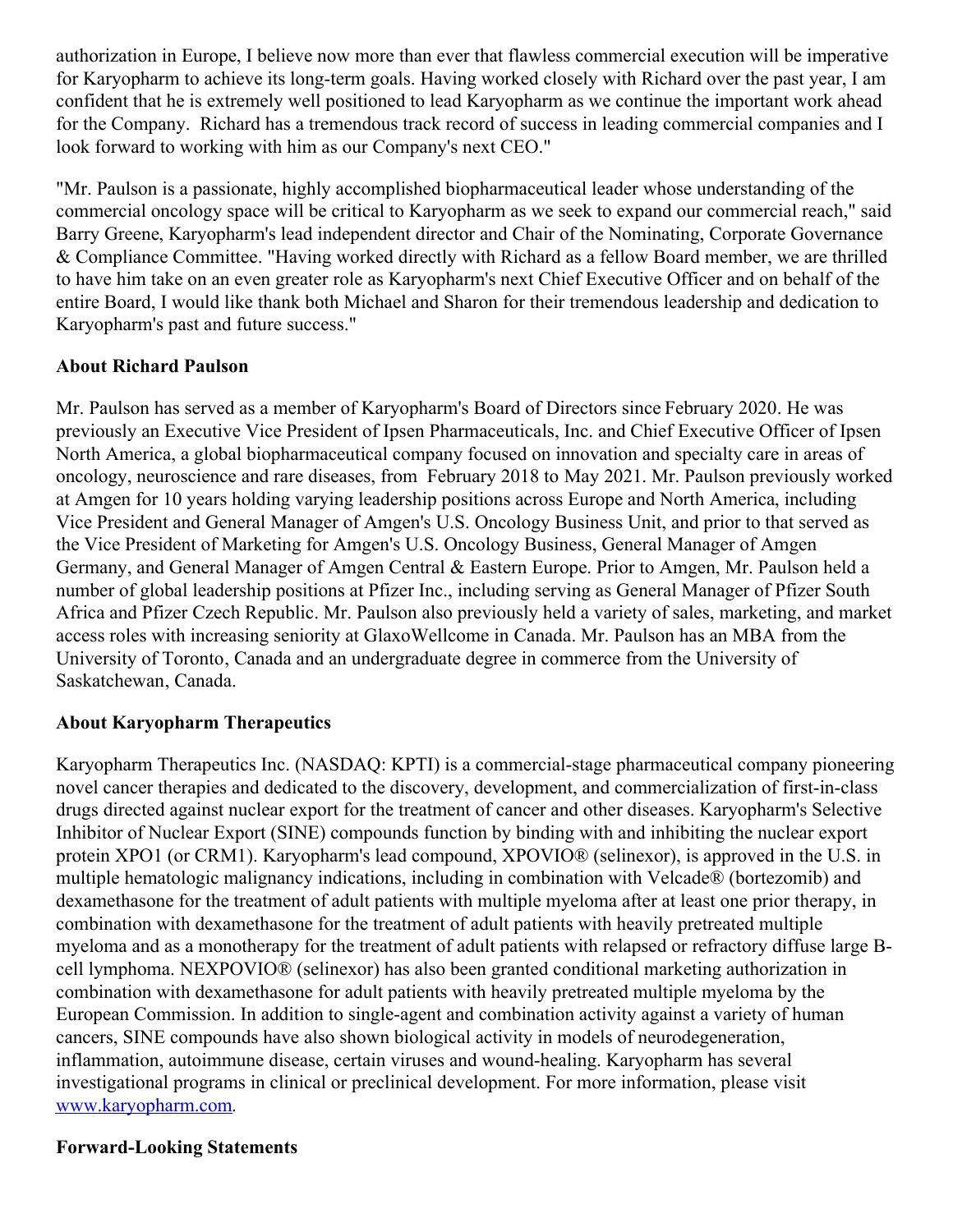authorization in Europe, I believe now more than ever that flawless commercial execution will be imperative for Karyopharm to achieve its long-term goals. Having worked closely with Richard over the past year, I am confident that he is extremely well positioned to lead Karyopharm as we continue the important work ahead for the Company. Richard has a tremendous track record of success in leading commercial companies and I look forward to working with him as our Company's next CEO."

"Mr. Paulson is a passionate, highly accomplished biopharmaceutical leader whose understanding of the commercial oncology space will be critical to Karyopharm as we seek to expand our commercial reach," said Barry Greene, Karyopharm's lead independent director and Chair of the Nominating, Corporate Governance & Compliance Committee. "Having worked directly with Richard as a fellow Board member, we are thrilled to have him take on an even greater role as Karyopharm's next Chief Executive Officer and on behalf of the entire Board, I would like thank both Michael and Sharon for their tremendous leadership and dedication to Karyopharm's past and future success."

**About Richard Paulson**

Mr. Paulson has served as a member of Karyopharm's Board of Directors since February 2020. He was previously an Executive Vice President of Ipsen Pharmaceuticals, Inc. and Chief Executive Officer of Ipsen North America, a global biopharmaceutical company focused on innovation and specialty care in areas of oncology, neuroscience and rare diseases, from February 2018 to May 2021. Mr. Paulson previously worked at Amgen for 10 years holding varying leadership positions across Europe and North America, including Vice President and General Manager of Amgen's U.S. Oncology Business Unit, and prior to that served as the Vice President of Marketing for Amgen's U.S. Oncology Business, General Manager of Amgen Germany, and General Manager of Amgen Central & Eastern Europe. Prior to Amgen, Mr. Paulson held a number of global leadership positions at Pfizer Inc., including serving as General Manager of Pfizer South Africa and Pfizer Czech Republic. Mr. Paulson also previously held a variety of sales, marketing, and market access roles with increasing seniority at GlaxoWellcome in Canada. Mr. Paulson has an MBA from the University of Toronto, Canada and an undergraduate degree in commerce from the University of Saskatchewan, Canada.

**About Karyopharm Therapeutics**

Karyopharm Therapeutics Inc. (NASDAQ: KPTI) is a commercial-stage pharmaceutical company pioneering novel cancer therapies and dedicated to the discovery, development, and commercialization of first-in-class drugs directed against nuclear export for the treatment of cancer and other diseases. Karyopharm's Selective Inhibitor of Nuclear Export (SINE) compounds function by binding with and inhibiting the nuclear export protein XPO1 (or CRM1). Karyopharm's lead compound, XPOVIO® (selinexor), is approved in the U.S. in multiple hematologic malignancy indications, including in combination with Velcade® (bortezomib) and dexamethasone for the treatment of adult patients with multiple myeloma after at least one prior therapy, in combination with dexamethasone for the treatment of adult patients with heavily pretreated multiple myeloma and as a monotherapy for the treatment of adult patients with relapsed or refractory diffuse large B-cell lymphoma. NEXPOVIO® (selinexor) has also been granted conditional marketing authorization in combination with dexamethasone for adult patients with heavily pretreated multiple myeloma by the European Commission. In addition to single-agent and combination activity against a variety of human cancers, SINE compounds have also shown biological activity in models of neurodegeneration, inflammation, autoimmune disease, certain viruses and wound-healing. Karyopharm has several investigational programs in clinical or preclinical development. For more information, please visit [www.karyopharm.com](www.karyopharm.com).

**Forward-Looking Statements**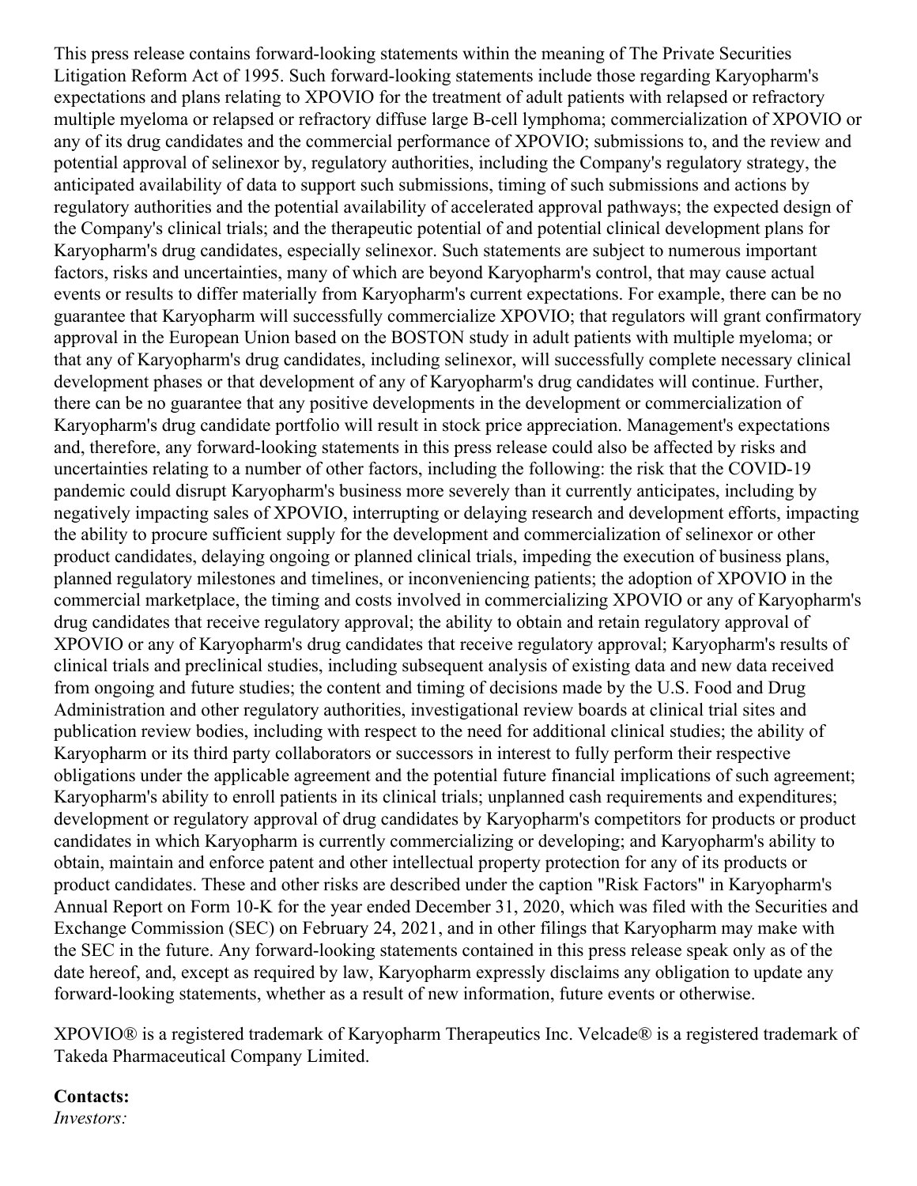This press release contains forward-looking statements within the meaning of The Private Securities Litigation Reform Act of 1995. Such forward-looking statements include those regarding Karyopharm's expectations and plans relating to XPOVIO for the treatment of adult patients with relapsed or refractory multiple myeloma or relapsed or refractory diffuse large B-cell lymphoma; commercialization of XPOVIO or any of its drug candidates and the commercial performance of XPOVIO; submissions to, and the review and potential approval of selinexor by, regulatory authorities, including the Company's regulatory strategy, the anticipated availability of data to support such submissions, timing of such submissions and actions by regulatory authorities and the potential availability of accelerated approval pathways; the expected design of the Company's clinical trials; and the therapeutic potential of and potential clinical development plans for Karyopharm's drug candidates, especially selinexor. Such statements are subject to numerous important factors, risks and uncertainties, many of which are beyond Karyopharm's control, that may cause actual events or results to differ materially from Karyopharm's current expectations. For example, there can be no guarantee that Karyopharm will successfully commercialize XPOVIO; that regulators will grant confirmatory approval in the European Union based on the BOSTON study in adult patients with multiple myeloma; or that any of Karyopharm's drug candidates, including selinexor, will successfully complete necessary clinical development phases or that development of any of Karyopharm's drug candidates will continue. Further, there can be no guarantee that any positive developments in the development or commercialization of Karyopharm's drug candidate portfolio will result in stock price appreciation. Management's expectations and, therefore, any forward-looking statements in this press release could also be affected by risks and uncertainties relating to a number of other factors, including the following: the risk that the COVID-19 pandemic could disrupt Karyopharm's business more severely than it currently anticipates, including by negatively impacting sales of XPOVIO, interrupting or delaying research and development efforts, impacting the ability to procure sufficient supply for the development and commercialization of selinexor or other product candidates, delaying ongoing or planned clinical trials, impeding the execution of business plans, planned regulatory milestones and timelines, or inconveniencing patients; the adoption of XPOVIO in the commercial marketplace, the timing and costs involved in commercializing XPOVIO or any of Karyopharm's drug candidates that receive regulatory approval; the ability to obtain and retain regulatory approval of XPOVIO or any of Karyopharm's drug candidates that receive regulatory approval; Karyopharm's results of clinical trials and preclinical studies, including subsequent analysis of existing data and new data received from ongoing and future studies; the content and timing of decisions made by the U.S. Food and Drug Administration and other regulatory authorities, investigational review boards at clinical trial sites and publication review bodies, including with respect to the need for additional clinical studies; the ability of Karyopharm or its third party collaborators or successors in interest to fully perform their respective obligations under the applicable agreement and the potential future financial implications of such agreement; Karyopharm's ability to enroll patients in its clinical trials; unplanned cash requirements and expenditures; development or regulatory approval of drug candidates by Karyopharm's competitors for products or product candidates in which Karyopharm is currently commercializing or developing; and Karyopharm's ability to obtain, maintain and enforce patent and other intellectual property protection for any of its products or product candidates. These and other risks are described under the caption "Risk Factors" in Karyopharm's Annual Report on Form 10-K for the year ended December 31, 2020, which was filed with the Securities and Exchange Commission (SEC) on February 24, 2021, and in other filings that Karyopharm may make with the SEC in the future. Any forward-looking statements contained in this press release speak only as of the date hereof, and, except as required by law, Karyopharm expressly disclaims any obligation to update any forward-looking statements, whether as a result of new information, future events or otherwise.

XPOVIO® is a registered trademark of Karyopharm Therapeutics Inc. Velcade® is a registered trademark of Takeda Pharmaceutical Company Limited.

**Contacts:**

*Investors:*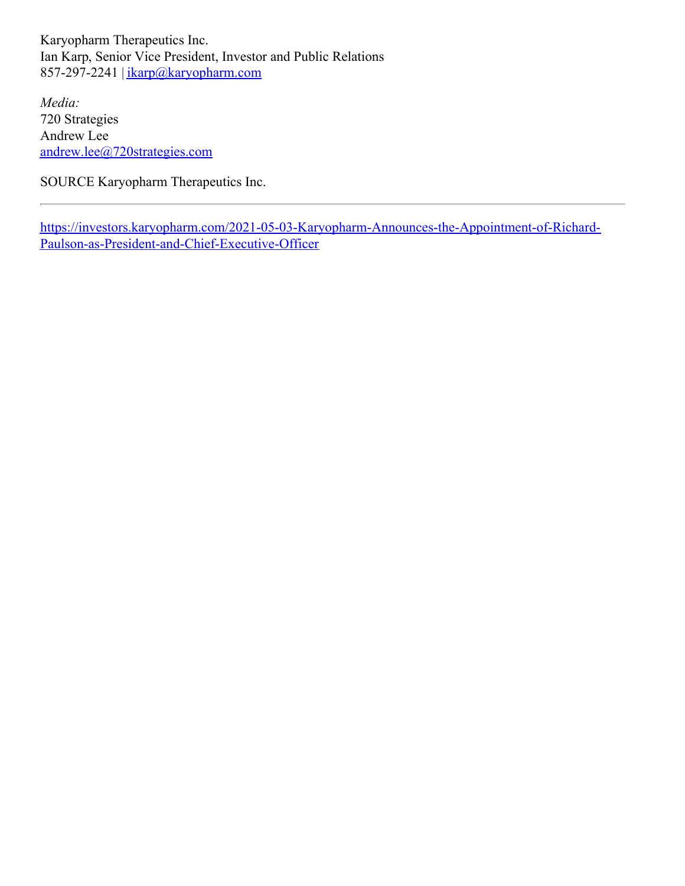Karyopharm Therapeutics Inc.
Ian Karp, Senior Vice President, Investor and Public Relations
857-297-2241 | [ikarp@karyopharm.com](mailto:ikarp@karyopharm.com)

*Media:*
720 Strategies
Andrew Lee
[andrew.lee@720strategies.com](mailto:andrew.lee@720strategies.com)

SOURCE Karyopharm Therapeutics Inc.

---

[https://investors.karyopharm.com/2021-05-03-Karyopharm-Announces-the-Appointment-of-Richard-Paulson-as-President-and-Chief-Executive-Officer](https://investors.karyopharm.com/2021-05-03-Karyopharm-Announces-the-Appointment-of-Richard-Paulson-as-President-and-Chief-Executive-Officer)